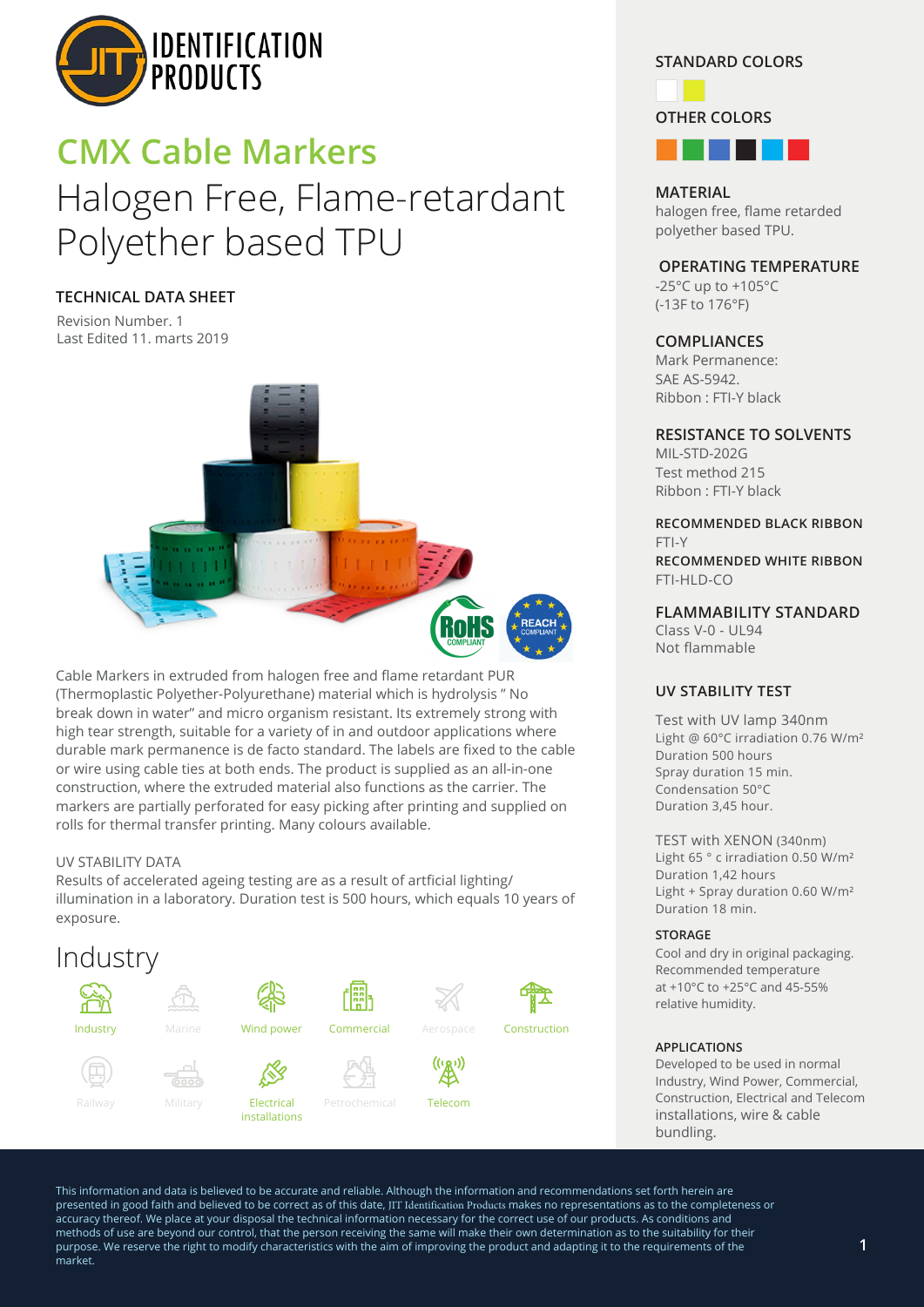# CMX Cable Markers

## Halogen Free, Flame-retardant Polyether based TPU

### TECHNICAL DATA SHEET

Revision Number. 1
Last Edited 11. marts 2019

Cable Markers in extruded from halogen free and flame retardant PUR (Thermoplastic Polyether-Polyurethane) material which is hydrolysis " No break down in water" and micro organism resistant. Its extremely strong with high tear strength, suitable for a variety of in and outdoor applications where durable mark permanence is de facto standard. The labels are fixed to the cable or wire using cable ties at both ends. The product is supplied as an all-in-one construction, where the extruded material also functions as the carrier. The markers are partially perforated for easy picking after printing and supplied on rolls for thermal transfer printing. Many colours available.

UV STABILITY DATA

Results of accelerated ageing testing are as a result of artficial lighting/ illumination in a laboratory. Duration test is 500 hours, which equals 10 years of exposure.

## Industry

Industry, Marine, Wind power, Commercial, Aerospace, Construction, Railway, Military, Electrical installations, Petrochemical, Telecom

### STANDARD COLORS

### OTHER COLORS

### MATERIAL

halogen free, flame retarded polyether based TPU.

### OPERATING TEMPERATURE

-25°C up to +105°C
(-13F to 176°F)

### COMPLIANCES

Mark Permanence:
SAE AS-5942.
Ribbon : FTI-Y black

### RESISTANCE TO SOLVENTS

MIL-STD-202G
Test method 215
Ribbon : FTI-Y black

**RECOMMENDED BLACK RIBBON**
FTI-Y

**RECOMMENDED WHITE RIBBON**
FTI-HLD-CO

### FLAMMABILITY STANDARD

Class V-0 - UL94
Not flammable

### UV STABILITY TEST

Test with UV lamp 340nm
Light @ 60°C irradiation 0.76 W/m²
Duration 500 hours
Spray duration 15 min.
Condensation 50°C
Duration 3,45 hour.

TEST with XENON (340nm)
Light 65 ° c irradiation 0.50 W/m²
Duration 1,42 hours
Light + Spray duration 0.60 W/m²
Duration 18 min.

**STORAGE**

Cool and dry in original packaging.
Recommended temperature at +10°C to +25°C and 45-55% relative humidity.

**APPLICATIONS**

Developed to be used in normal Industry, Wind Power, Commercial, Construction, Electrical and Telecom installations, wire & cable bundling.

This information and data is believed to be accurate and reliable. Although the information and recommendations set forth herein are presented in good faith and believed to be correct as of this date, JIT Identification Products makes no representations as to the completeness or accuracy thereof. We place at your disposal the technical information necessary for the correct use of our products. As conditions and methods of use are beyond our control, that the person receiving the same will make their own determination as to the suitability for their purpose. We reserve the right to modify characteristics with the aim of improving the product and adapting it to the requirements of the market.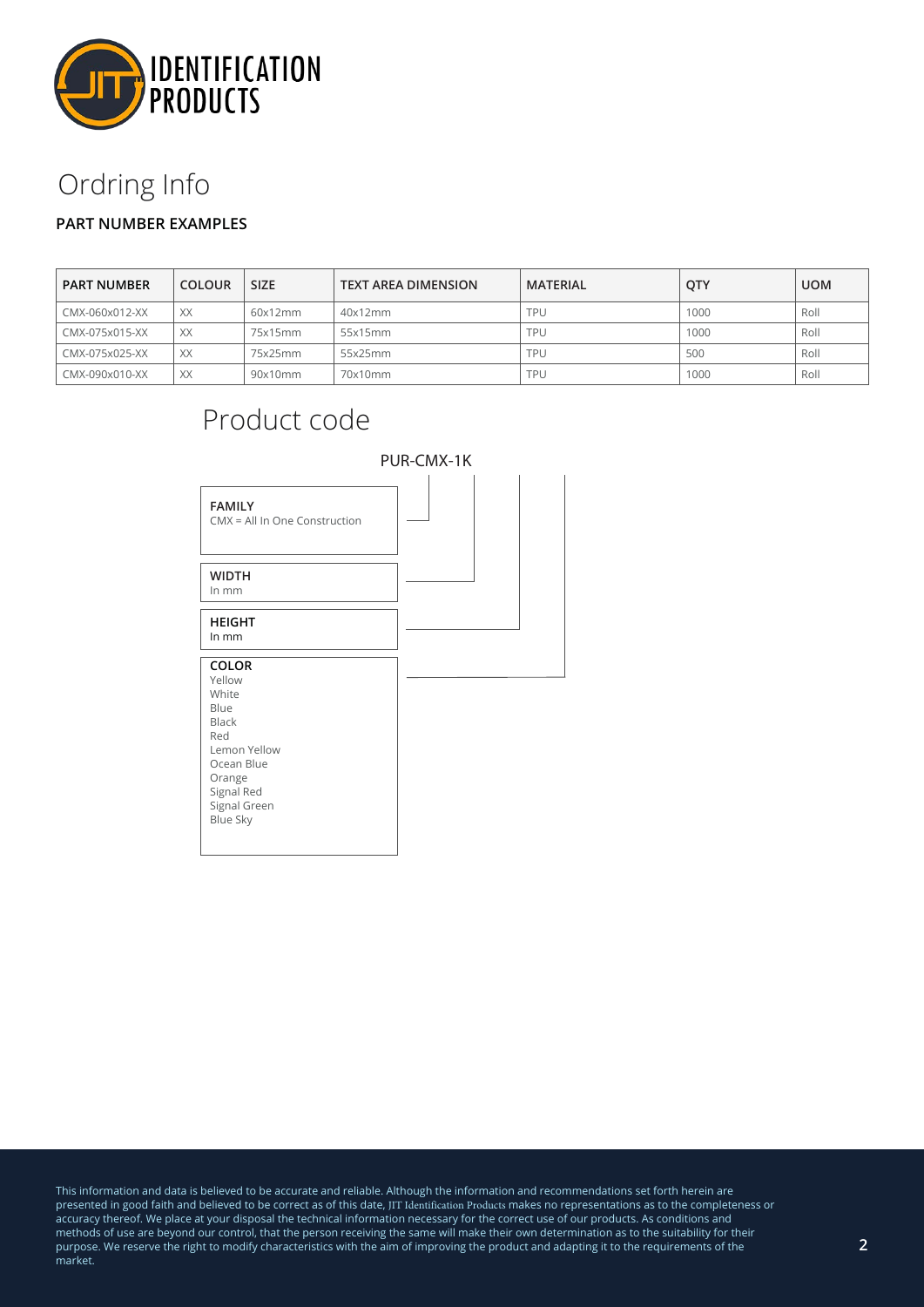# Ordring Info

**PART NUMBER EXAMPLES**

| PART NUMBER | COLOUR | SIZE | TEXT AREA DIMENSION | MATERIAL | QTY | UOM |
|---|---|---|---|---|---|---|
| CMX-060x012-XX | XX | 60x12mm | 40x12mm | TPU | 1000 | Roll |
| CMX-075x015-XX | XX | 75x15mm | 55x15mm | TPU | 1000 | Roll |
| CMX-075x025-XX | XX | 75x25mm | 55x25mm | TPU | 500 | Roll |
| CMX-090x010-XX | XX | 90x10mm | 70x10mm | TPU | 1000 | Roll |

# Product code

PUR-CMX-1K

**FAMILY**
CMX = All In One Construction

**WIDTH**
In mm

**HEIGHT**
In mm

**COLOR**
- Yellow
- White
- Blue
- Black
- Red
- Lemon Yellow
- Ocean Blue
- Orange
- Signal Red
- Signal Green
- Blue Sky

This information and data is believed to be accurate and reliable. Although the information and recommendations set forth herein are presented in good faith and believed to be correct as of this date, JIT Identification Products makes no representations as to the completeness or accuracy thereof. We place at your disposal the technical information necessary for the correct use of our products. As conditions and methods of use are beyond our control, that the person receiving the same will make their own determination as to the suitability for their purpose. We reserve the right to modify characteristics with the aim of improving the product and adapting it to the requirements of the market.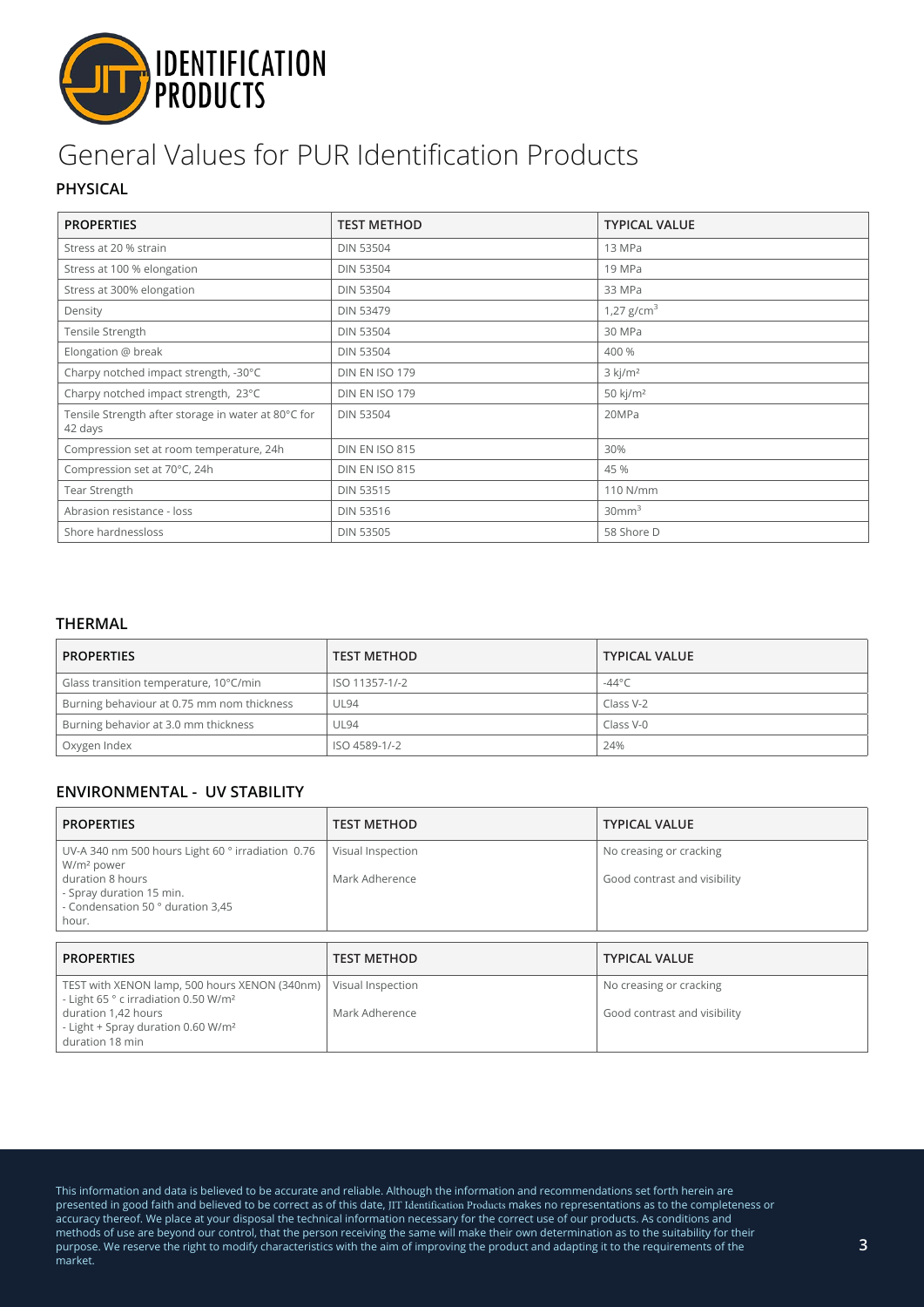# General Values for PUR Identification Products

## PHYSICAL

| PROPERTIES | TEST METHOD | TYPICAL VALUE |
|---|---|---|
| Stress at 20 % strain | DIN 53504 | 13 MPa |
| Stress at 100 % elongation | DIN 53504 | 19 MPa |
| Stress at 300% elongation | DIN 53504 | 33 MPa |
| Density | DIN 53479 | 1,27 g/cm$^3$ |
| Tensile Strength | DIN 53504 | 30 MPa |
| Elongation @ break | DIN 53504 | 400 % |
| Charpy notched impact strength, -30°C | DIN EN ISO 179 | 3 kj/m² |
| Charpy notched impact strength, 23°C | DIN EN ISO 179 | 50 kj/m² |
| Tensile Strength after storage in water at 80°C for 42 days | DIN 53504 | 20MPa |
| Compression set at room temperature, 24h | DIN EN ISO 815 | 30% |
| Compression set at 70°C, 24h | DIN EN ISO 815 | 45 % |
| Tear Strength | DIN 53515 | 110 N/mm |
| Abrasion resistance - loss | DIN 53516 | 30mm$^3$ |
| Shore hardnessloss | DIN 53505 | 58 Shore D |

## THERMAL

| PROPERTIES | TEST METHOD | TYPICAL VALUE |
|---|---|---|
| Glass transition temperature, 10°C/min | ISO 11357-1/-2 | -44°C |
| Burning behaviour at 0.75 mm nom thickness | UL94 | Class V-2 |
| Burning behavior at 3.0 mm thickness | UL94 | Class V-0 |
| Oxygen Index | ISO 4589-1/-2 | 24% |

## ENVIRONMENTAL - UV STABILITY

| PROPERTIES | TEST METHOD | TYPICAL VALUE |
|---|---|---|
| UV-A 340 nm 500 hours Light 60 ° irradiation 0.76 W/m² power duration 8 hours - Spray duration 15 min. - Condensation 50 ° duration 3,45 hour. | Visual Inspection<br>Mark Adherence | No creasing or cracking<br>Good contrast and visibility |

| PROPERTIES | TEST METHOD | TYPICAL VALUE |
|---|---|---|
| TEST with XENON lamp, 500 hours XENON (340nm) - Light 65 ° c irradiation 0.50 W/m² duration 1,42 hours - Light + Spray duration 0.60 W/m² duration 18 min | Visual Inspection<br>Mark Adherence | No creasing or cracking<br>Good contrast and visibility |

This information and data is believed to be accurate and reliable. Although the information and recommendations set forth herein are presented in good faith and believed to be correct as of this date, JIT Identification Products makes no representations as to the completeness or accuracy thereof. We place at your disposal the technical information necessary for the correct use of our products. As conditions and methods of use are beyond our control, that the person receiving the same will make their own determination as to the suitability for their purpose. We reserve the right to modify characteristics with the aim of improving the product and adapting it to the requirements of the market.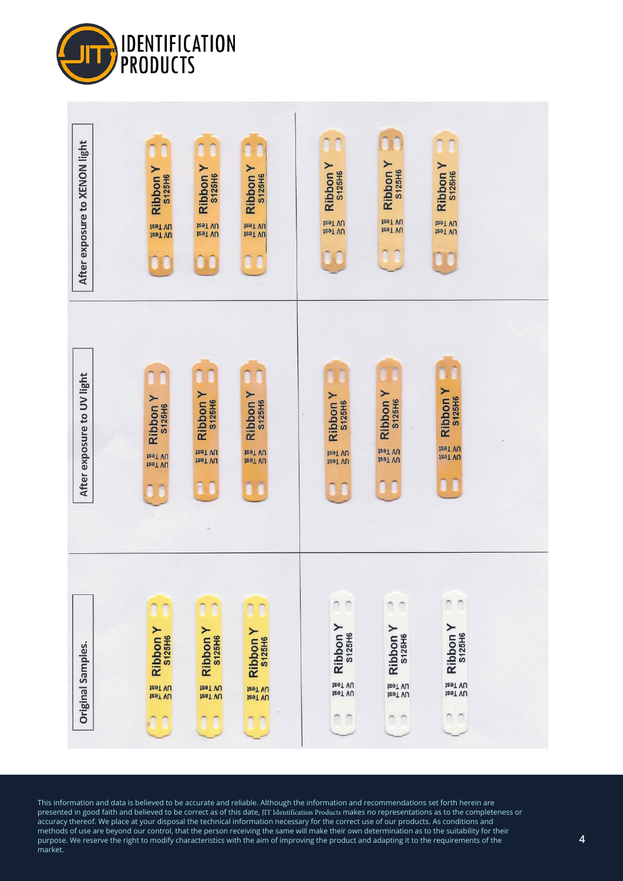After exposure to XENON light

Ribbon Y S125H6 UV Test UV Test

After exposure to UV light

Ribbon Y S125H6 UV Test UV Test

Original Samples.

Ribbon Y S125H6 UV Test UV Test

This information and data is believed to be accurate and reliable. Although the information and recommendations set forth herein are presented in good faith and believed to be correct as of this date, JIT Identification Products makes no representations as to the completeness or accuracy thereof. We place at your disposal the technical information necessary for the correct use of our products. As conditions and methods of use are beyond our control, that the person receiving the same will make their own determination as to the suitability for their purpose. We reserve the right to modify characteristics with the aim of improving the product and adapting it to the requirements of the market.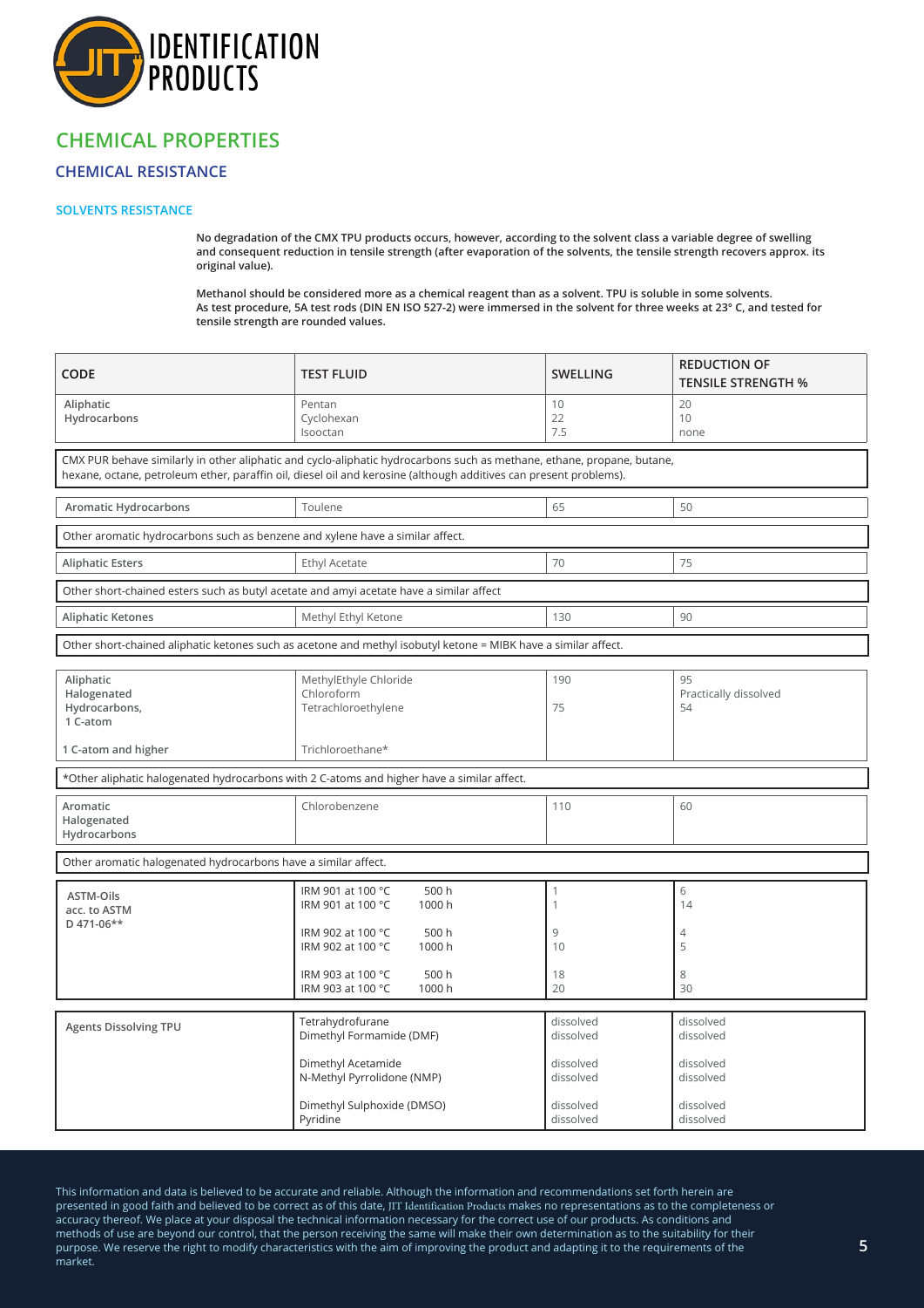## CHEMICAL PROPERTIES

### CHEMICAL RESISTANCE

#### SOLVENTS RESISTANCE

**No degradation of the CMX TPU products occurs, however, according to the solvent class a variable degree of swelling and consequent reduction in tensile strength (after evaporation of the solvents, the tensile strength recovers approx. its original value).**

**Methanol should be considered more as a chemical reagent than as a solvent. TPU is soluble in some solvents. As test procedure, 5A test rods (DIN EN ISO 527-2) were immersed in the solvent for three weeks at 23° C, and tested for tensile strength are rounded values.**

| CODE | TEST FLUID | SWELLING | REDUCTION OF TENSILE STRENGTH % |
|---|---|---|---|
| Aliphatic Hydrocarbons | Pentan<br>Cyclohexan<br>Isooctan | 10<br>22<br>7.5 | 20<br>10<br>none |
| CMX PUR behave similarly in other aliphatic and cyclo-aliphatic hydrocarbons such as methane, ethane, propane, butane, hexane, octane, petroleum ether, paraffin oil, diesel oil and kerosine (although additives can present problems). | | | |
| Aromatic Hydrocarbons | Toulene | 65 | 50 |
| Other aromatic hydrocarbons such as benzene and xylene have a similar affect. | | | |
| Aliphatic Esters | Ethyl Acetate | 70 | 75 |
| Other short-chained esters such as butyl acetate and amyi acetate have a similar affect | | | |
| Aliphatic Ketones | Methyl Ethyl Ketone | 130 | 90 |
| Other short-chained aliphatic ketones such as acetone and methyl isobutyl ketone = MIBK have a similar affect. | | | |
| Aliphatic Halogenated Hydrocarbons, 1 C-atom | MethylEthyle Chloride<br>Chloroform<br>Tetrachloroethylene | 190<br><br>75 | 95<br>Practically dissolved<br>54 |
| 1 C-atom and higher | Trichloroethane* | | |
| *Other aliphatic halogenated hydrocarbons with 2 C-atoms and higher have a similar affect. | | | |
| Aromatic Halogenated Hydrocarbons | Chlorobenzene | 110 | 60 |
| Other aromatic halogenated hydrocarbons have a similar affect. | | | |
| ASTM-Oils acc. to ASTM D 471-06** | IRM 901 at 100 °C 500 h<br>IRM 901 at 100 °C 1000 h<br><br>IRM 902 at 100 °C 500 h<br>IRM 902 at 100 °C 1000 h<br><br>IRM 903 at 100 °C 500 h<br>IRM 903 at 100 °C 1000 h | 1<br>1<br><br>9<br>10<br><br>18<br>20 | 6<br>14<br><br>4<br>5<br><br>8<br>30 |
| Agents Dissolving TPU | Tetrahydrofurane<br>Dimethyl Formamide (DMF)<br><br>Dimethyl Acetamide<br>N-Methyl Pyrrolidone (NMP)<br><br>Dimethyl Sulphoxide (DMSO)<br>Pyridine | dissolved<br>dissolved<br><br>dissolved<br>dissolved<br><br>dissolved<br>dissolved | dissolved<br>dissolved<br><br>dissolved<br>dissolved<br><br>dissolved<br>dissolved |

This information and data is believed to be accurate and reliable. Although the information and recommendations set forth herein are presented in good faith and believed to be correct as of this date, JIT Identification Products makes no representations as to the completeness or accuracy thereof. We place at your disposal the technical information necessary for the correct use of our products. As conditions and methods of use are beyond our control, that the person receiving the same will make their own determination as to the suitability for their purpose. We reserve the right to modify characteristics with the aim of improving the product and adapting it to the requirements of the market.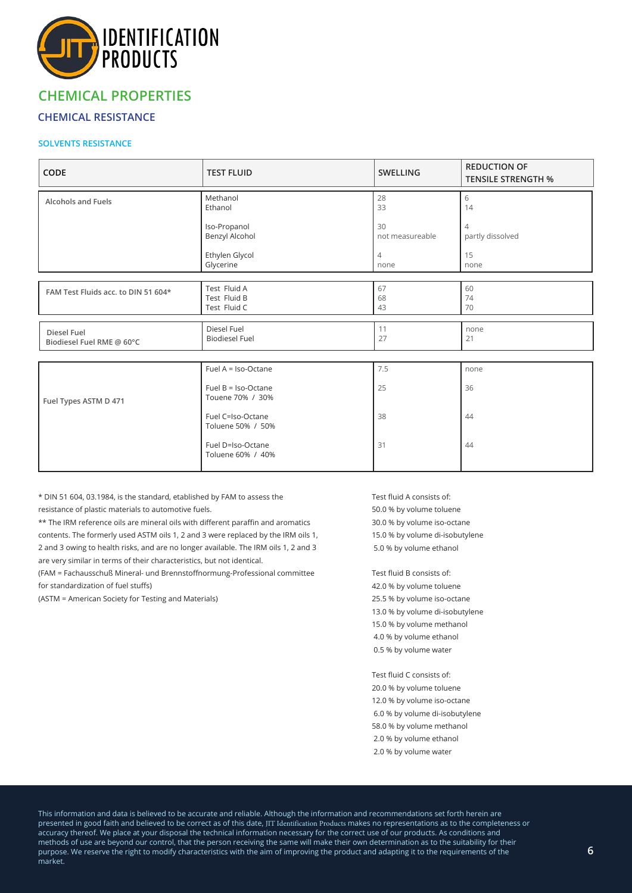IDENTIFICATION PRODUCTS

## CHEMICAL PROPERTIES

### CHEMICAL RESISTANCE

#### SOLVENTS RESISTANCE

| CODE | TEST FLUID | SWELLING | REDUCTION OF TENSILE STRENGTH % |
|---|---|---|---|
| Alcohols and Fuels | Methanol | 28 | 6 |
| | Ethanol | 33 | 14 |
| | Iso-Propanol | 30 | 4 |
| | Benzyl Alcohol | not measureable | partly dissolved |
| | Ethylen Glycol | 4 | 15 |
| | Glycerine | none | none |
| FAM Test Fluids acc. to DIN 51 604* | Test Fluid A | 67 | 60 |
| | Test Fluid B | 68 | 74 |
| | Test Fluid C | 43 | 70 |
| Diesel Fuel | Diesel Fuel | 11 | none |
| Biodiesel Fuel RME @ 60°C | Biodiesel Fuel | 27 | 21 |
| Fuel Types ASTM D 471 | Fuel A = Iso-Octane | 7.5 | none |
| | Fuel B = Iso-Octane Touene 70% / 30% | 25 | 36 |
| | Fuel C=Iso-Octane Toluene 50% / 50% | 38 | 44 |
| | Fuel D=Iso-Octane Toluene 60% / 40% | 31 | 44 |

* DIN 51 604, 03.1984, is the standard, etablished by FAM to assess the resistance of plastic materials to automotive fuels.

** The IRM reference oils are mineral oils with different paraffin and aromatics contents. The formerly used ASTM oils 1, 2 and 3 were replaced by the IRM oils 1, 2 and 3 owing to health risks, and are no longer available. The IRM oils 1, 2 and 3 are very similar in terms of their characteristics, but not identical.

(FAM = Fachausschuß Mineral- und Brennstoffnormung-Professional committee for standardization of fuel stuffs)

(ASTM = American Society for Testing and Materials)

Test fluid A consists of:
50.0 % by volume toluene
30.0 % by volume iso-octane
15.0 % by volume di-isobutylene
5.0 % by volume ethanol

Test fluid B consists of:
42.0 % by volume toluene
25.5 % by volume iso-octane
13.0 % by volume di-isobutylene
15.0 % by volume methanol
4.0 % by volume ethanol
0.5 % by volume water

Test fluid C consists of:
20.0 % by volume toluene
12.0 % by volume iso-octane
6.0 % by volume di-isobutylene
58.0 % by volume methanol
2.0 % by volume ethanol
2.0 % by volume water

This information and data is believed to be accurate and reliable. Although the information and recommendations set forth herein are presented in good faith and believed to be correct as of this date, JIT Identification Products makes no representations as to the completeness or accuracy thereof. We place at your disposal the technical information necessary for the correct use of our products. As conditions and methods of use are beyond our control, that the person receiving the same will make their own determination as to the suitability for their purpose. We reserve the right to modify characteristics with the aim of improving the product and adapting it to the requirements of the market.